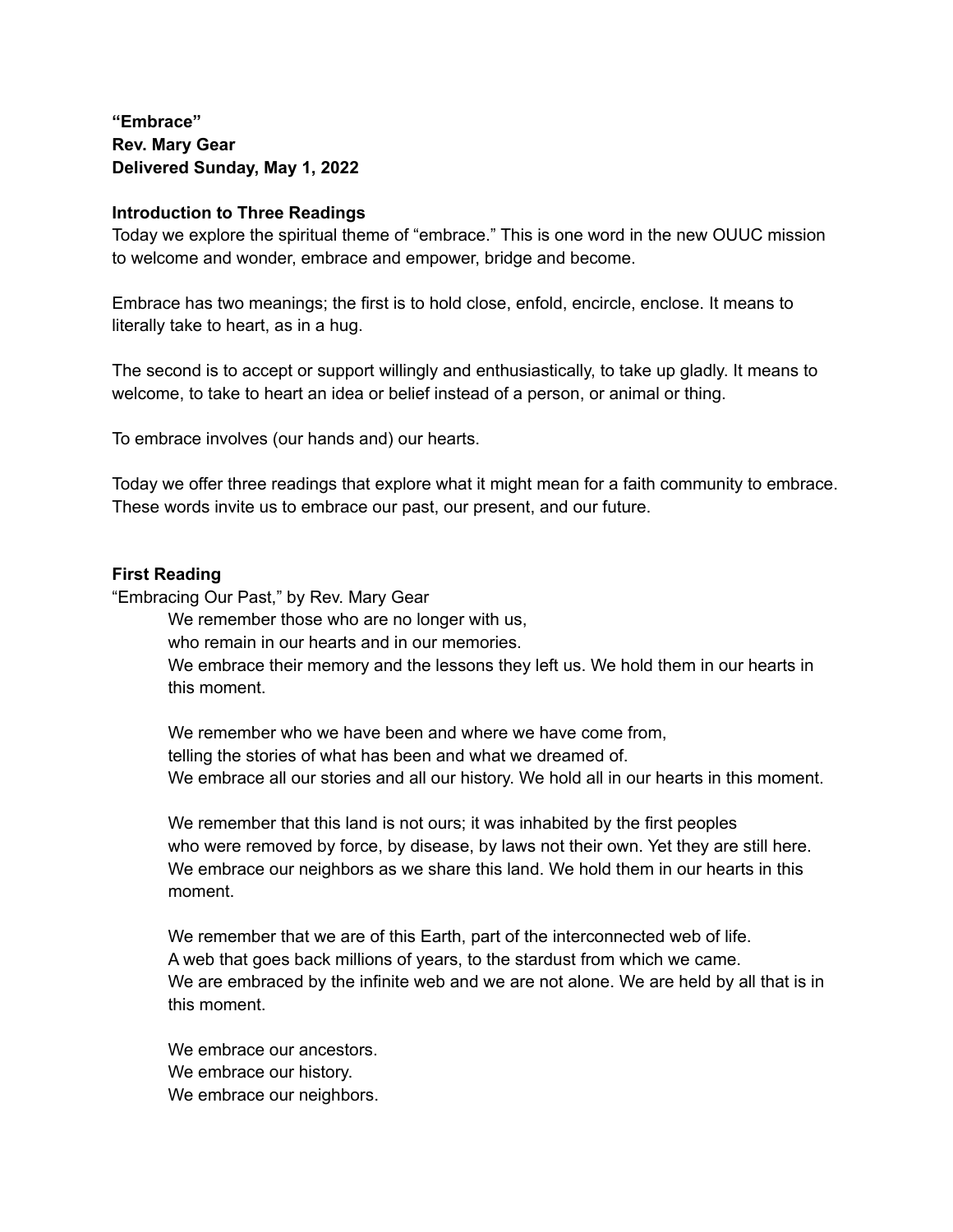**“Embrace”**
**Rev. Mary Gear**
**Delivered Sunday, May 1, 2022**

### Introduction to Three Readings

Today we explore the spiritual theme of “embrace.” This is one word in the new OUUC mission to welcome and wonder, embrace and empower, bridge and become.

Embrace has two meanings; the first is to hold close, enfold, encircle, enclose. It means to literally take to heart, as in a hug.

The second is to accept or support willingly and enthusiastically, to take up gladly. It means to welcome, to take to heart an idea or belief instead of a person, or animal or thing.

To embrace involves (our hands and) our hearts.

Today we offer three readings that explore what it might mean for a faith community to embrace. These words invite us to embrace our past, our present, and our future.

### First Reading

“Embracing Our Past,” by Rev. Mary Gear

> We remember those who are no longer with us,
> who remain in our hearts and in our memories.
> We embrace their memory and the lessons they left us. We hold them in our hearts in this moment.
>
> We remember who we have been and where we have come from,
> telling the stories of what has been and what we dreamed of.
> We embrace all our stories and all our history. We hold all in our hearts in this moment.
>
> We remember that this land is not ours; it was inhabited by the first peoples
> who were removed by force, by disease, by laws not their own. Yet they are still here.
> We embrace our neighbors as we share this land. We hold them in our hearts in this moment.
>
> We remember that we are of this Earth, part of the interconnected web of life.
> A web that goes back millions of years, to the stardust from which we came.
> We are embraced by the infinite web and we are not alone. We are held by all that is in this moment.
>
> We embrace our ancestors.
> We embrace our history.
> We embrace our neighbors.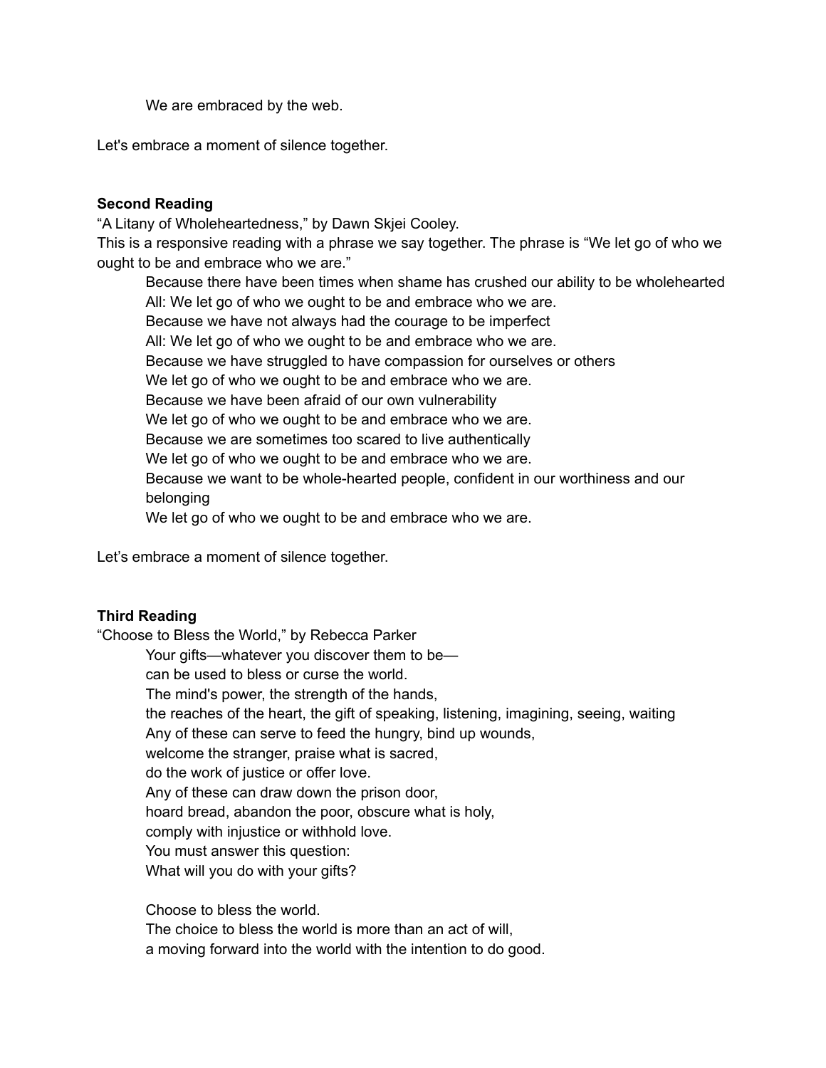We are embraced by the web.

Let's embrace a moment of silence together.

**Second Reading**

"A Litany of Wholeheartedness," by Dawn Skjei Cooley.
This is a responsive reading with a phrase we say together. The phrase is "We let go of who we ought to be and embrace who we are."

> Because there have been times when shame has crushed our ability to be wholehearted
> All: We let go of who we ought to be and embrace who we are.
> Because we have not always had the courage to be imperfect
> All: We let go of who we ought to be and embrace who we are.
> Because we have struggled to have compassion for ourselves or others
> We let go of who we ought to be and embrace who we are.
> Because we have been afraid of our own vulnerability
> We let go of who we ought to be and embrace who we are.
> Because we are sometimes too scared to live authentically
> We let go of who we ought to be and embrace who we are.
> Because we want to be whole-hearted people, confident in our worthiness and our belonging
> We let go of who we ought to be and embrace who we are.

Let's embrace a moment of silence together.

**Third Reading**

"Choose to Bless the World," by Rebecca Parker

> Your gifts—whatever you discover them to be—
> can be used to bless or curse the world.
> The mind's power, the strength of the hands,
> the reaches of the heart, the gift of speaking, listening, imagining, seeing, waiting
> Any of these can serve to feed the hungry, bind up wounds,
> welcome the stranger, praise what is sacred,
> do the work of justice or offer love.
> Any of these can draw down the prison door,
> hoard bread, abandon the poor, obscure what is holy,
> comply with injustice or withhold love.
> You must answer this question:
> What will you do with your gifts?
>
> Choose to bless the world.
> The choice to bless the world is more than an act of will,
> a moving forward into the world with the intention to do good.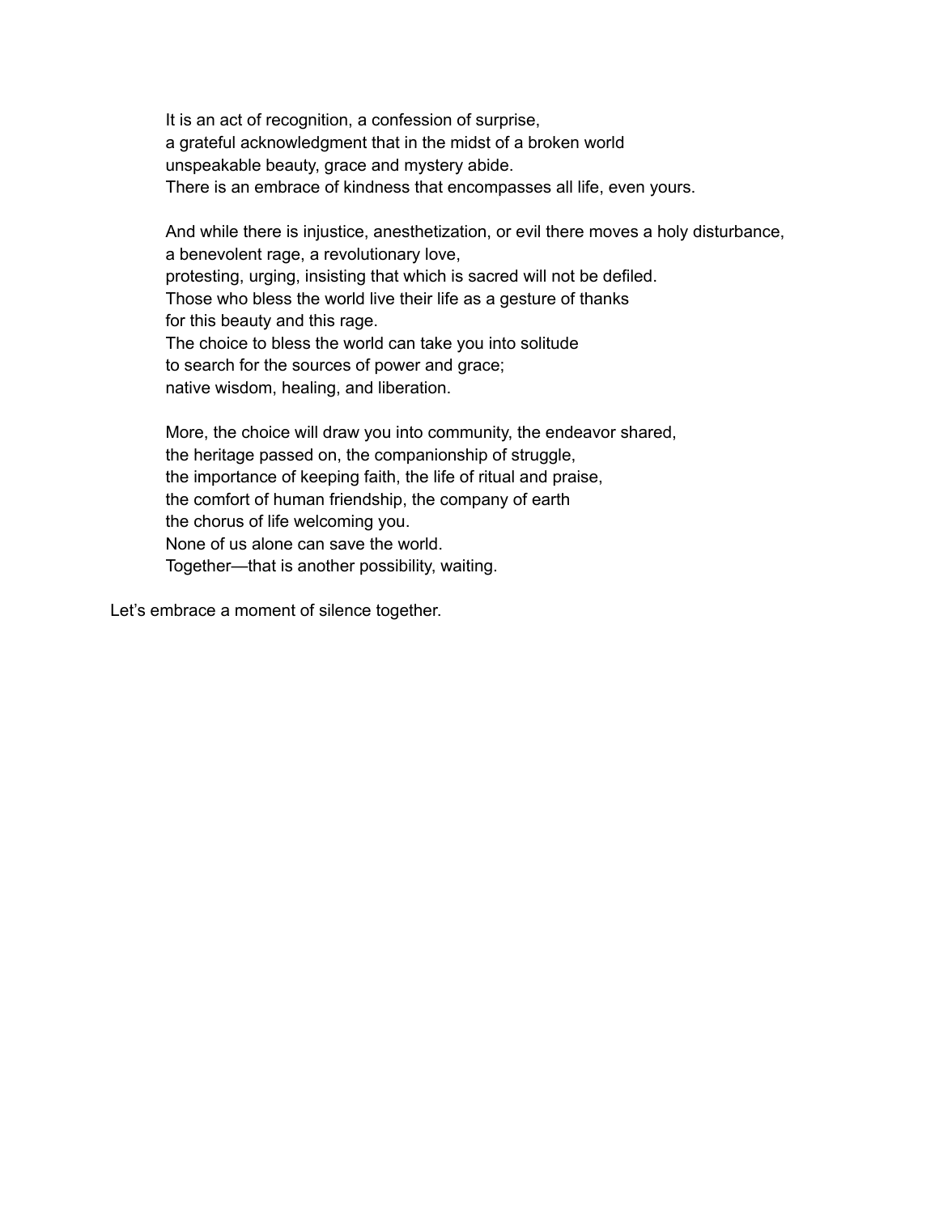It is an act of recognition, a confession of surprise,
a grateful acknowledgment that in the midst of a broken world
unspeakable beauty, grace and mystery abide.
There is an embrace of kindness that encompasses all life, even yours.

And while there is injustice, anesthetization, or evil there moves a holy disturbance,
a benevolent rage, a revolutionary love,
protesting, urging, insisting that which is sacred will not be defiled.
Those who bless the world live their life as a gesture of thanks
for this beauty and this rage.
The choice to bless the world can take you into solitude
to search for the sources of power and grace;
native wisdom, healing, and liberation.

More, the choice will draw you into community, the endeavor shared,
the heritage passed on, the companionship of struggle,
the importance of keeping faith, the life of ritual and praise,
the comfort of human friendship, the company of earth
the chorus of life welcoming you.
None of us alone can save the world.
Together—that is another possibility, waiting.

Let's embrace a moment of silence together.